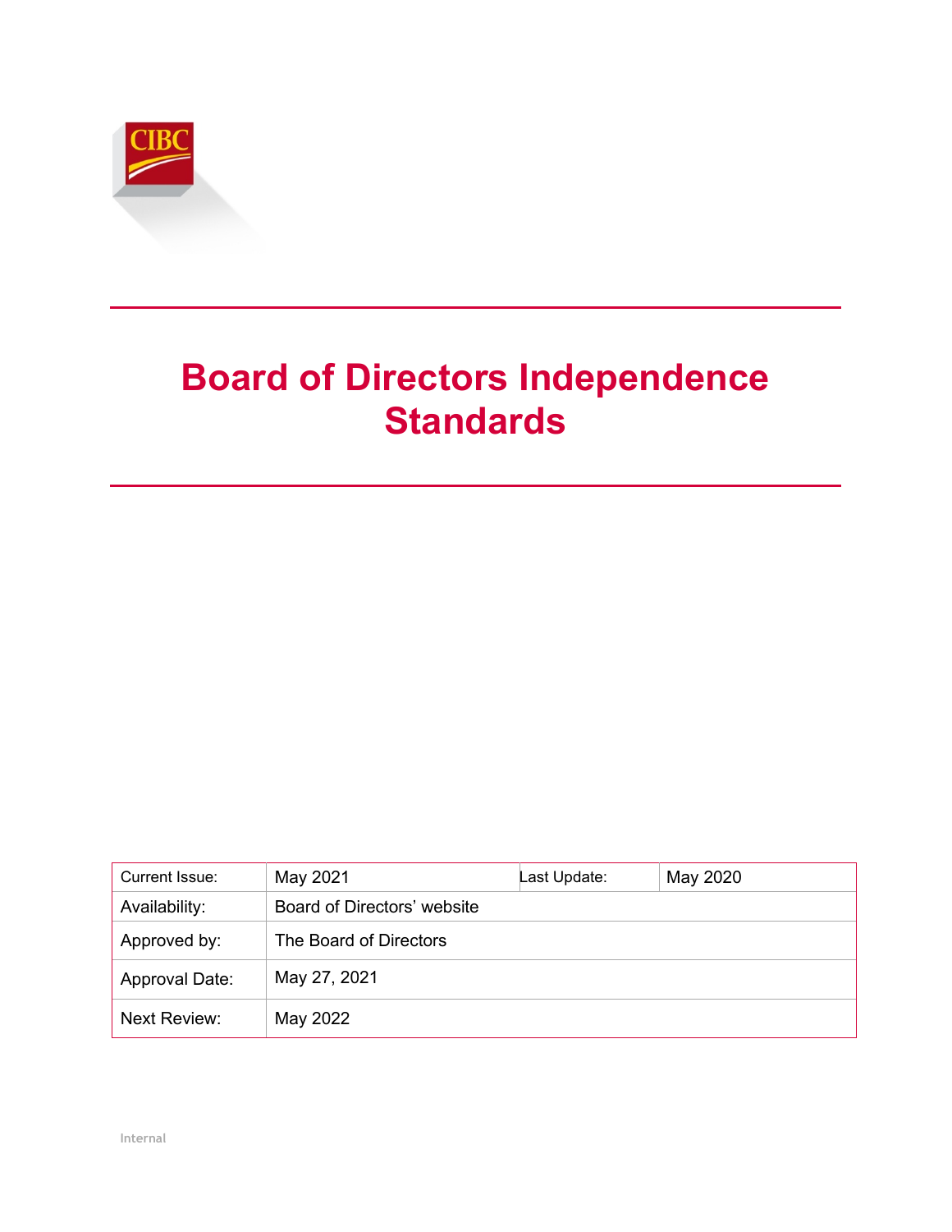CIBC

# Board of Directors Independence Standards

| Current Issue: | May 2021 | Last Update: | May 2020 |
| --- | --- | --- | --- |
| Availability: | Board of Directors' website | | |
| Approved by: | The Board of Directors | | |
| Approval Date: | May 27, 2021 | | |
| Next Review: | May 2022 | | |

Internal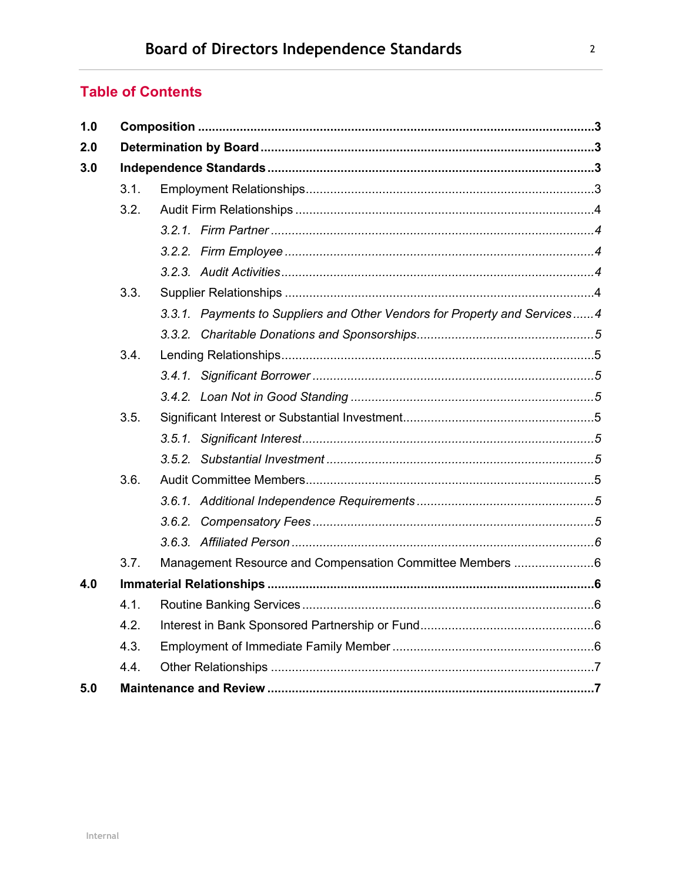## Table of Contents

| | | |
|---|---|---|
| **1.0** | **Composition** | **3** |
| **2.0** | **Determination by Board** | **3** |
| **3.0** | **Independence Standards** | **3** |
| 3.1. | Employment Relationships | 3 |
| 3.2. | Audit Firm Relationships | 4 |
| *3.2.1.* | *Firm Partner* | *4* |
| *3.2.2.* | *Firm Employee* | *4* |
| *3.2.3.* | *Audit Activities* | *4* |
| 3.3. | Supplier Relationships | 4 |
| *3.3.1.* | *Payments to Suppliers and Other Vendors for Property and Services* | *4* |
| *3.3.2.* | *Charitable Donations and Sponsorships* | *5* |
| 3.4. | Lending Relationships | 5 |
| *3.4.1.* | *Significant Borrower* | *5* |
| *3.4.2.* | *Loan Not in Good Standing* | *5* |
| 3.5. | Significant Interest or Substantial Investment | 5 |
| *3.5.1.* | *Significant Interest* | *5* |
| *3.5.2.* | *Substantial Investment* | *5* |
| 3.6. | Audit Committee Members | 5 |
| *3.6.1.* | *Additional Independence Requirements* | *5* |
| *3.6.2.* | *Compensatory Fees* | *5* |
| *3.6.3.* | *Affiliated Person* | *6* |
| 3.7. | Management Resource and Compensation Committee Members | 6 |
| **4.0** | **Immaterial Relationships** | **6** |
| 4.1. | Routine Banking Services | 6 |
| 4.2. | Interest in Bank Sponsored Partnership or Fund | 6 |
| 4.3. | Employment of Immediate Family Member | 6 |
| 4.4. | Other Relationships | 7 |
| **5.0** | **Maintenance and Review** | **7** |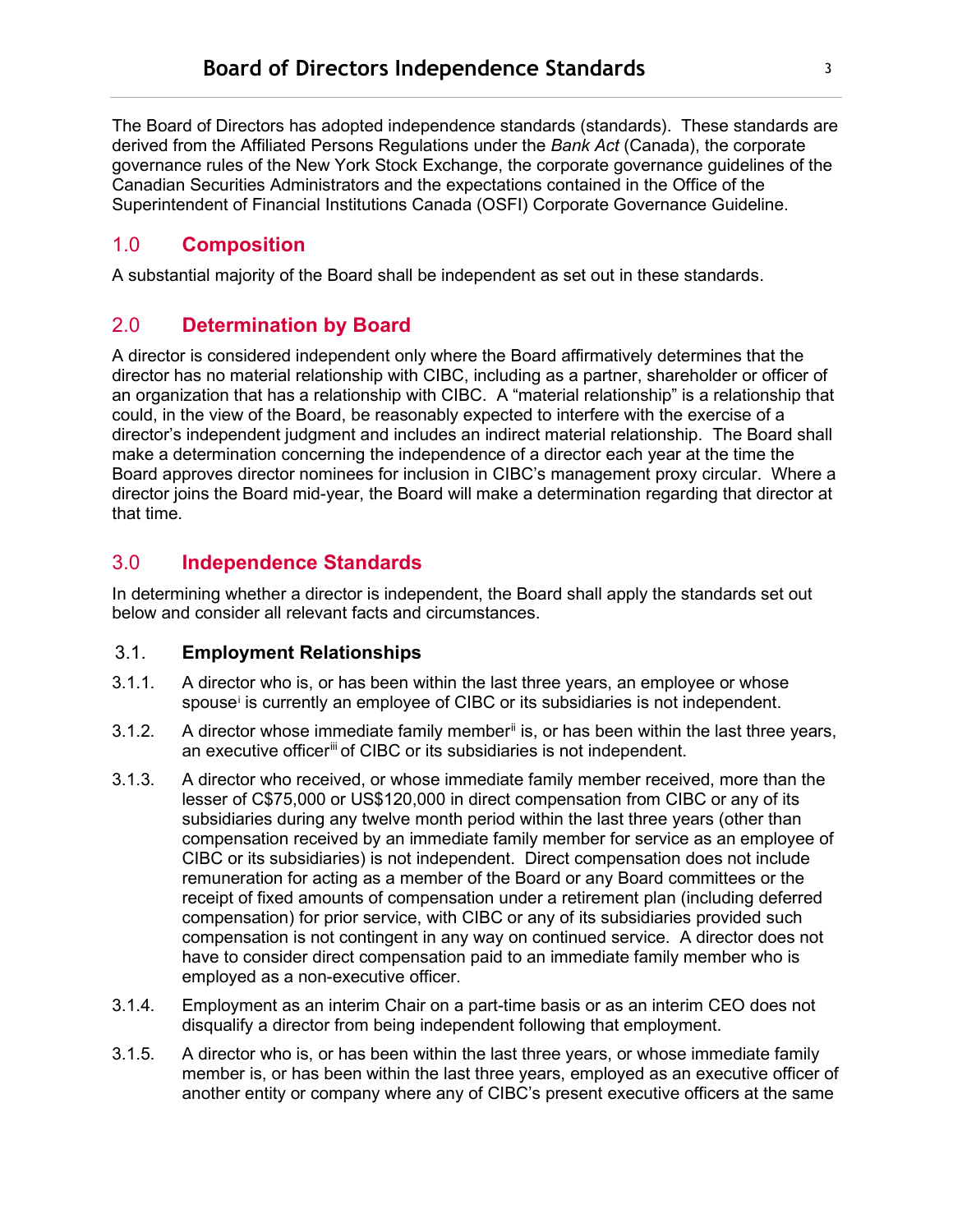# Board of Directors Independence Standards

The Board of Directors has adopted independence standards (standards). These standards are derived from the Affiliated Persons Regulations under the *Bank Act* (Canada), the corporate governance rules of the New York Stock Exchange, the corporate governance guidelines of the Canadian Securities Administrators and the expectations contained in the Office of the Superintendent of Financial Institutions Canada (OSFI) Corporate Governance Guideline.

## 1.0 Composition

A substantial majority of the Board shall be independent as set out in these standards.

## 2.0 Determination by Board

A director is considered independent only where the Board affirmatively determines that the director has no material relationship with CIBC, including as a partner, shareholder or officer of an organization that has a relationship with CIBC. A "material relationship" is a relationship that could, in the view of the Board, be reasonably expected to interfere with the exercise of a director's independent judgment and includes an indirect material relationship. The Board shall make a determination concerning the independence of a director each year at the time the Board approves director nominees for inclusion in CIBC's management proxy circular. Where a director joins the Board mid-year, the Board will make a determination regarding that director at that time.

## 3.0 Independence Standards

In determining whether a director is independent, the Board shall apply the standards set out below and consider all relevant facts and circumstances.

### 3.1. Employment Relationships

3.1.1. A director who is, or has been within the last three years, an employee or whose spouse[i] is currently an employee of CIBC or its subsidiaries is not independent.

3.1.2. A director whose immediate family member[ii] is, or has been within the last three years, an executive officer[iii] of CIBC or its subsidiaries is not independent.

3.1.3. A director who received, or whose immediate family member received, more than the lesser of C$75,000 or US$120,000 in direct compensation from CIBC or any of its subsidiaries during any twelve month period within the last three years (other than compensation received by an immediate family member for service as an employee of CIBC or its subsidiaries) is not independent. Direct compensation does not include remuneration for acting as a member of the Board or any Board committees or the receipt of fixed amounts of compensation under a retirement plan (including deferred compensation) for prior service, with CIBC or any of its subsidiaries provided such compensation is not contingent in any way on continued service. A director does not have to consider direct compensation paid to an immediate family member who is employed as a non-executive officer.

3.1.4. Employment as an interim Chair on a part-time basis or as an interim CEO does not disqualify a director from being independent following that employment.

3.1.5. A director who is, or has been within the last three years, or whose immediate family member is, or has been within the last three years, employed as an executive officer of another entity or company where any of CIBC's present executive officers at the same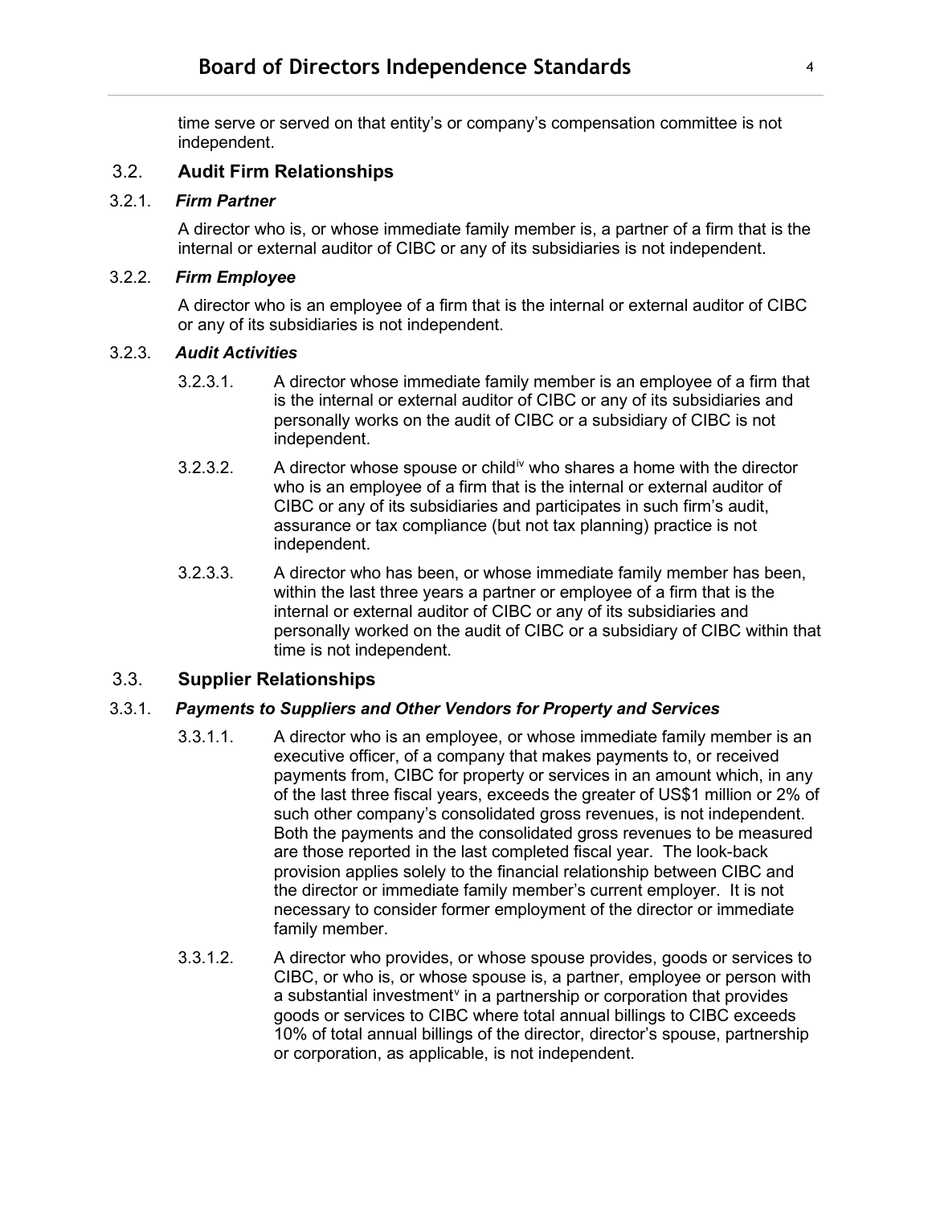time serve or served on that entity's or company's compensation committee is not independent.

## 3.2. Audit Firm Relationships

### 3.2.1. *Firm Partner*

A director who is, or whose immediate family member is, a partner of a firm that is the internal or external auditor of CIBC or any of its subsidiaries is not independent.

### 3.2.2. *Firm Employee*

A director who is an employee of a firm that is the internal or external auditor of CIBC or any of its subsidiaries is not independent.

### 3.2.3. *Audit Activities*

3.2.3.1. A director whose immediate family member is an employee of a firm that is the internal or external auditor of CIBC or any of its subsidiaries and personally works on the audit of CIBC or a subsidiary of CIBC is not independent.

3.2.3.2. A director whose spouse or child[iv] who shares a home with the director who is an employee of a firm that is the internal or external auditor of CIBC or any of its subsidiaries and participates in such firm's audit, assurance or tax compliance (but not tax planning) practice is not independent.

3.2.3.3. A director who has been, or whose immediate family member has been, within the last three years a partner or employee of a firm that is the internal or external auditor of CIBC or any of its subsidiaries and personally worked on the audit of CIBC or a subsidiary of CIBC within that time is not independent.

## 3.3. Supplier Relationships

### 3.3.1. *Payments to Suppliers and Other Vendors for Property and Services*

3.3.1.1. A director who is an employee, or whose immediate family member is an executive officer, of a company that makes payments to, or received payments from, CIBC for property or services in an amount which, in any of the last three fiscal years, exceeds the greater of US$1 million or 2% of such other company's consolidated gross revenues, is not independent. Both the payments and the consolidated gross revenues to be measured are those reported in the last completed fiscal year. The look-back provision applies solely to the financial relationship between CIBC and the director or immediate family member's current employer. It is not necessary to consider former employment of the director or immediate family member.

3.3.1.2. A director who provides, or whose spouse provides, goods or services to CIBC, or who is, or whose spouse is, a partner, employee or person with a substantial investment[v] in a partnership or corporation that provides goods or services to CIBC where total annual billings to CIBC exceeds 10% of total annual billings of the director, director's spouse, partnership or corporation, as applicable, is not independent.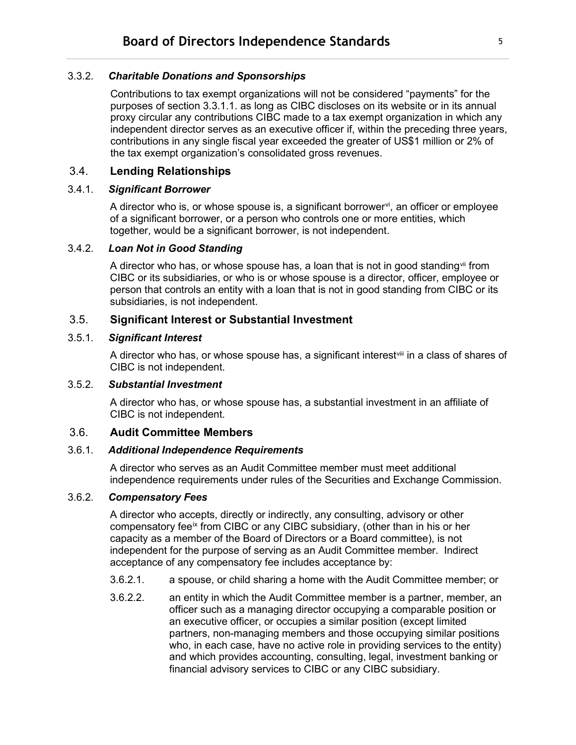### 3.3.2. *Charitable Donations and Sponsorships*

Contributions to tax exempt organizations will not be considered "payments" for the purposes of section 3.3.1.1. as long as CIBC discloses on its website or in its annual proxy circular any contributions CIBC made to a tax exempt organization in which any independent director serves as an executive officer if, within the preceding three years, contributions in any single fiscal year exceeded the greater of US$1 million or 2% of the tax exempt organization's consolidated gross revenues.

## 3.4. Lending Relationships

### 3.4.1. *Significant Borrower*

A director who is, or whose spouse is, a significant borrower[vi], an officer or employee of a significant borrower, or a person who controls one or more entities, which together, would be a significant borrower, is not independent.

### 3.4.2. *Loan Not in Good Standing*

A director who has, or whose spouse has, a loan that is not in good standing[vii] from CIBC or its subsidiaries, or who is or whose spouse is a director, officer, employee or person that controls an entity with a loan that is not in good standing from CIBC or its subsidiaries, is not independent.

## 3.5. Significant Interest or Substantial Investment

### 3.5.1. *Significant Interest*

A director who has, or whose spouse has, a significant interest[viii] in a class of shares of CIBC is not independent.

### 3.5.2. *Substantial Investment*

A director who has, or whose spouse has, a substantial investment in an affiliate of CIBC is not independent.

## 3.6. Audit Committee Members

### 3.6.1. *Additional Independence Requirements*

A director who serves as an Audit Committee member must meet additional independence requirements under rules of the Securities and Exchange Commission.

### 3.6.2. *Compensatory Fees*

A director who accepts, directly or indirectly, any consulting, advisory or other compensatory fee[ix] from CIBC or any CIBC subsidiary, (other than in his or her capacity as a member of the Board of Directors or a Board committee), is not independent for the purpose of serving as an Audit Committee member. Indirect acceptance of any compensatory fee includes acceptance by:

3.6.2.1. a spouse, or child sharing a home with the Audit Committee member; or

3.6.2.2. an entity in which the Audit Committee member is a partner, member, an officer such as a managing director occupying a comparable position or an executive officer, or occupies a similar position (except limited partners, non-managing members and those occupying similar positions who, in each case, have no active role in providing services to the entity) and which provides accounting, consulting, legal, investment banking or financial advisory services to CIBC or any CIBC subsidiary.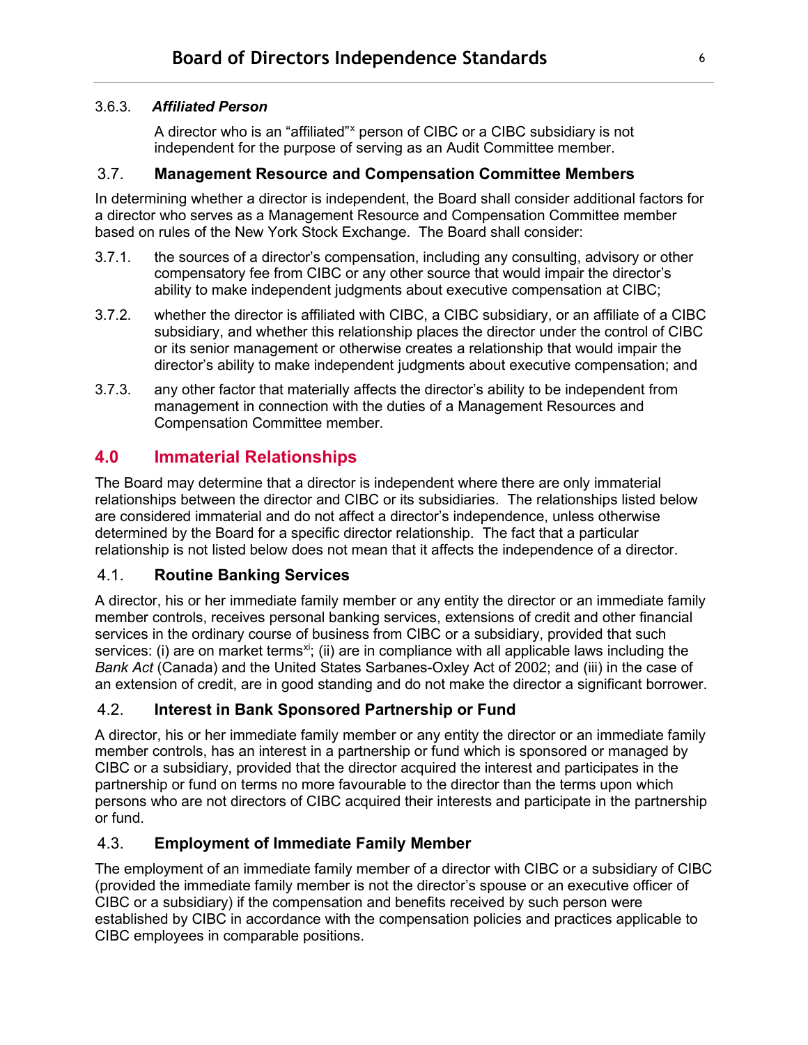#### 3.6.3. *Affiliated Person*

A director who is an "affiliated"[x] person of CIBC or a CIBC subsidiary is not independent for the purpose of serving as an Audit Committee member.

### 3.7. Management Resource and Compensation Committee Members

In determining whether a director is independent, the Board shall consider additional factors for a director who serves as a Management Resource and Compensation Committee member based on rules of the New York Stock Exchange. The Board shall consider:

3.7.1. the sources of a director's compensation, including any consulting, advisory or other compensatory fee from CIBC or any other source that would impair the director's ability to make independent judgments about executive compensation at CIBC;

3.7.2. whether the director is affiliated with CIBC, a CIBC subsidiary, or an affiliate of a CIBC subsidiary, and whether this relationship places the director under the control of CIBC or its senior management or otherwise creates a relationship that would impair the director's ability to make independent judgments about executive compensation; and

3.7.3. any other factor that materially affects the director's ability to be independent from management in connection with the duties of a Management Resources and Compensation Committee member.

## 4.0 Immaterial Relationships

The Board may determine that a director is independent where there are only immaterial relationships between the director and CIBC or its subsidiaries. The relationships listed below are considered immaterial and do not affect a director's independence, unless otherwise determined by the Board for a specific director relationship. The fact that a particular relationship is not listed below does not mean that it affects the independence of a director.

### 4.1. Routine Banking Services

A director, his or her immediate family member or any entity the director or an immediate family member controls, receives personal banking services, extensions of credit and other financial services in the ordinary course of business from CIBC or a subsidiary, provided that such services: (i) are on market terms[xi]; (ii) are in compliance with all applicable laws including the *Bank Act* (Canada) and the United States Sarbanes-Oxley Act of 2002; and (iii) in the case of an extension of credit, are in good standing and do not make the director a significant borrower.

### 4.2. Interest in Bank Sponsored Partnership or Fund

A director, his or her immediate family member or any entity the director or an immediate family member controls, has an interest in a partnership or fund which is sponsored or managed by CIBC or a subsidiary, provided that the director acquired the interest and participates in the partnership or fund on terms no more favourable to the director than the terms upon which persons who are not directors of CIBC acquired their interests and participate in the partnership or fund.

### 4.3. Employment of Immediate Family Member

The employment of an immediate family member of a director with CIBC or a subsidiary of CIBC (provided the immediate family member is not the director's spouse or an executive officer of CIBC or a subsidiary) if the compensation and benefits received by such person were established by CIBC in accordance with the compensation policies and practices applicable to CIBC employees in comparable positions.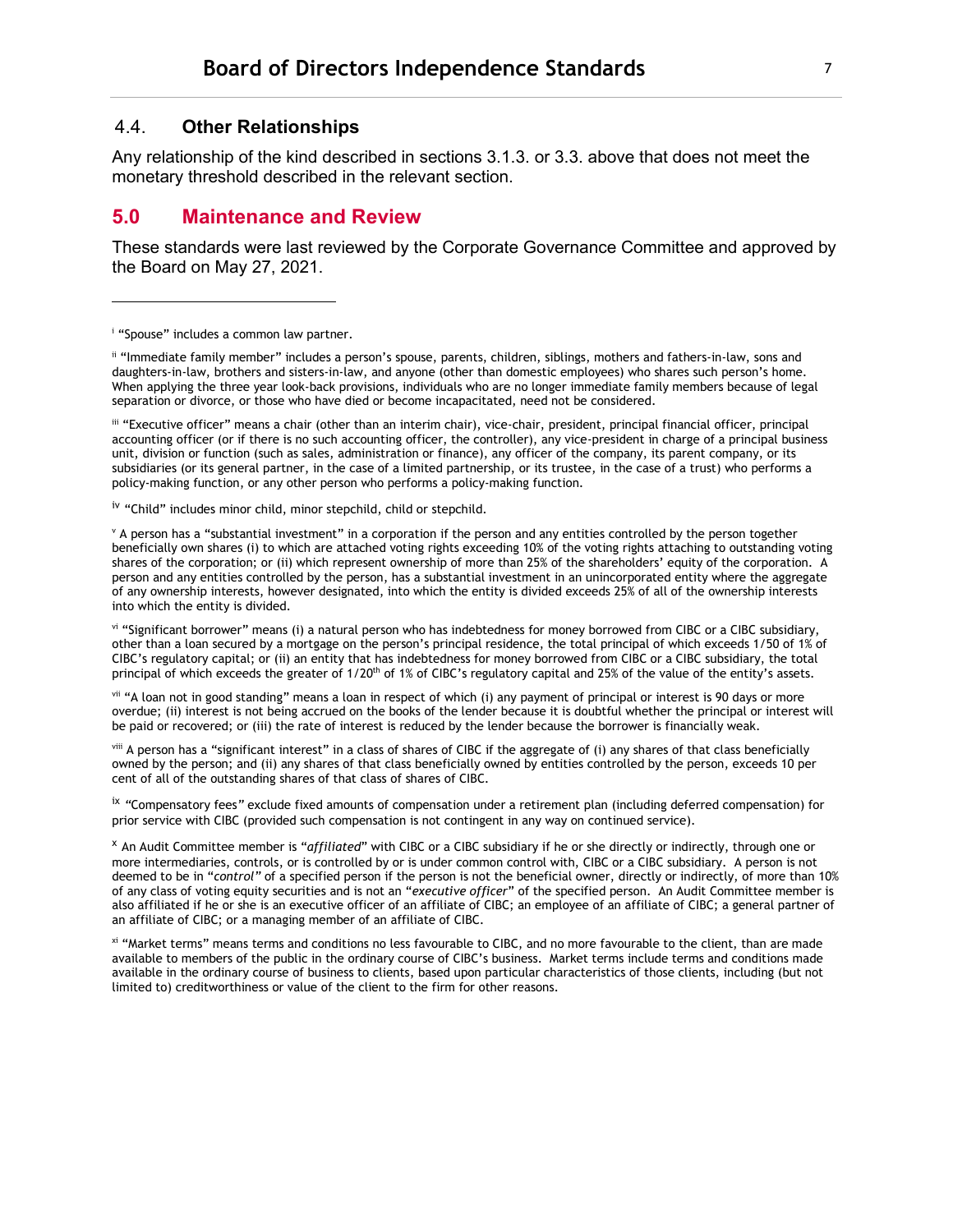### 4.4. **Other Relationships**

Any relationship of the kind described in sections 3.1.3. or 3.3. above that does not meet the monetary threshold described in the relevant section.

## 5.0 Maintenance and Review

These standards were last reviewed by the Corporate Governance Committee and approved by the Board on May 27, 2021.

---

[i] "Spouse" includes a common law partner.

[ii] "Immediate family member" includes a person's spouse, parents, children, siblings, mothers and fathers-in-law, sons and daughters-in-law, brothers and sisters-in-law, and anyone (other than domestic employees) who shares such person's home. When applying the three year look-back provisions, individuals who are no longer immediate family members because of legal separation or divorce, or those who have died or become incapacitated, need not be considered.

[iii] "Executive officer" means a chair (other than an interim chair), vice-chair, president, principal financial officer, principal accounting officer (or if there is no such accounting officer, the controller), any vice-president in charge of a principal business unit, division or function (such as sales, administration or finance), any officer of the company, its parent company, or its subsidiaries (or its general partner, in the case of a limited partnership, or its trustee, in the case of a trust) who performs a policy-making function, or any other person who performs a policy-making function.

[iv] "Child" includes minor child, minor stepchild, child or stepchild.

[v] A person has a "substantial investment" in a corporation if the person and any entities controlled by the person together beneficially own shares (i) to which are attached voting rights exceeding 10% of the voting rights attaching to outstanding voting shares of the corporation; or (ii) which represent ownership of more than 25% of the shareholders' equity of the corporation. A person and any entities controlled by the person, has a substantial investment in an unincorporated entity where the aggregate of any ownership interests, however designated, into which the entity is divided exceeds 25% of all of the ownership interests into which the entity is divided.

[vi] "Significant borrower" means (i) a natural person who has indebtedness for money borrowed from CIBC or a CIBC subsidiary, other than a loan secured by a mortgage on the person's principal residence, the total principal of which exceeds 1/50 of 1% of CIBC's regulatory capital; or (ii) an entity that has indebtedness for money borrowed from CIBC or a CIBC subsidiary, the total principal of which exceeds the greater of 1/20th of 1% of CIBC's regulatory capital and 25% of the value of the entity's assets.

[vii] "A loan not in good standing" means a loan in respect of which (i) any payment of principal or interest is 90 days or more overdue; (ii) interest is not being accrued on the books of the lender because it is doubtful whether the principal or interest will be paid or recovered; or (iii) the rate of interest is reduced by the lender because the borrower is financially weak.

[viii] A person has a "significant interest" in a class of shares of CIBC if the aggregate of (i) any shares of that class beneficially owned by the person; and (ii) any shares of that class beneficially owned by entities controlled by the person, exceeds 10 per cent of all of the outstanding shares of that class of shares of CIBC.

[ix] "Compensatory fees" exclude fixed amounts of compensation under a retirement plan (including deferred compensation) for prior service with CIBC (provided such compensation is not contingent in any way on continued service).

[x] An Audit Committee member is "*affiliated*" with CIBC or a CIBC subsidiary if he or she directly or indirectly, through one or more intermediaries, controls, or is controlled by or is under common control with, CIBC or a CIBC subsidiary. A person is not deemed to be in "*control*" of a specified person if the person is not the beneficial owner, directly or indirectly, of more than 10% of any class of voting equity securities and is not an "*executive officer*" of the specified person. An Audit Committee member is also affiliated if he or she is an executive officer of an affiliate of CIBC; an employee of an affiliate of CIBC; a general partner of an affiliate of CIBC; or a managing member of an affiliate of CIBC.

[xi] "Market terms" means terms and conditions no less favourable to CIBC, and no more favourable to the client, than are made available to members of the public in the ordinary course of CIBC's business. Market terms include terms and conditions made available in the ordinary course of business to clients, based upon particular characteristics of those clients, including (but not limited to) creditworthiness or value of the client to the firm for other reasons.